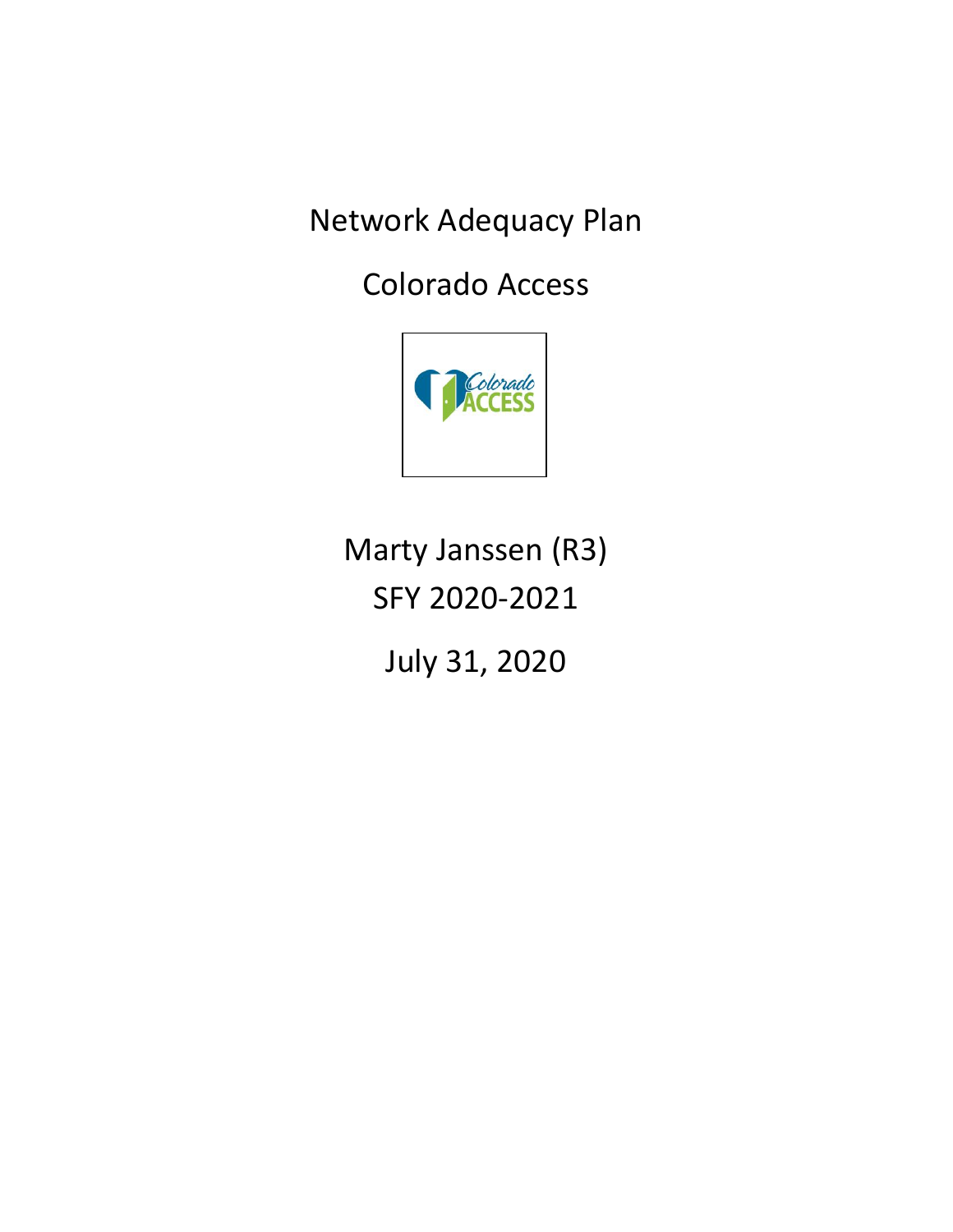# Network Adequacy Plan

## Colorado Access

Marty Janssen (R3)
SFY 2020-2021

July 31, 2020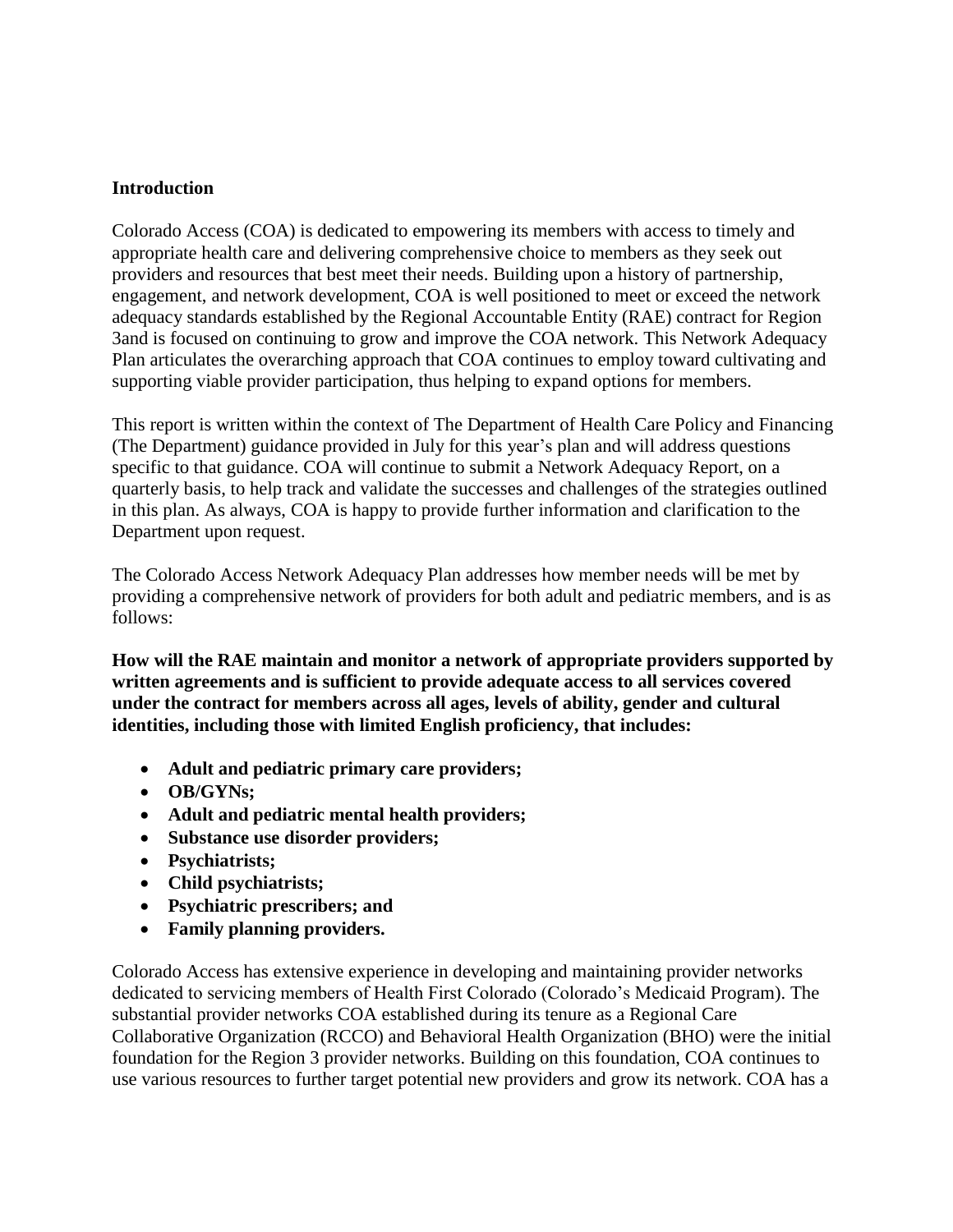**Introduction**

Colorado Access (COA) is dedicated to empowering its members with access to timely and appropriate health care and delivering comprehensive choice to members as they seek out providers and resources that best meet their needs. Building upon a history of partnership, engagement, and network development, COA is well positioned to meet or exceed the network adequacy standards established by the Regional Accountable Entity (RAE) contract for Region 3and is focused on continuing to grow and improve the COA network. This Network Adequacy Plan articulates the overarching approach that COA continues to employ toward cultivating and supporting viable provider participation, thus helping to expand options for members.

This report is written within the context of The Department of Health Care Policy and Financing (The Department) guidance provided in July for this year's plan and will address questions specific to that guidance. COA will continue to submit a Network Adequacy Report, on a quarterly basis, to help track and validate the successes and challenges of the strategies outlined in this plan. As always, COA is happy to provide further information and clarification to the Department upon request.

The Colorado Access Network Adequacy Plan addresses how member needs will be met by providing a comprehensive network of providers for both adult and pediatric members, and is as follows:

**How will the RAE maintain and monitor a network of appropriate providers supported by written agreements and is sufficient to provide adequate access to all services covered under the contract for members across all ages, levels of ability, gender and cultural identities, including those with limited English proficiency, that includes:**

- **Adult and pediatric primary care providers;**
- **OB/GYNs;**
- **Adult and pediatric mental health providers;**
- **Substance use disorder providers;**
- **Psychiatrists;**
- **Child psychiatrists;**
- **Psychiatric prescribers; and**
- **Family planning providers.**

Colorado Access has extensive experience in developing and maintaining provider networks dedicated to servicing members of Health First Colorado (Colorado's Medicaid Program). The substantial provider networks COA established during its tenure as a Regional Care Collaborative Organization (RCCO) and Behavioral Health Organization (BHO) were the initial foundation for the Region 3 provider networks. Building on this foundation, COA continues to use various resources to further target potential new providers and grow its network. COA has a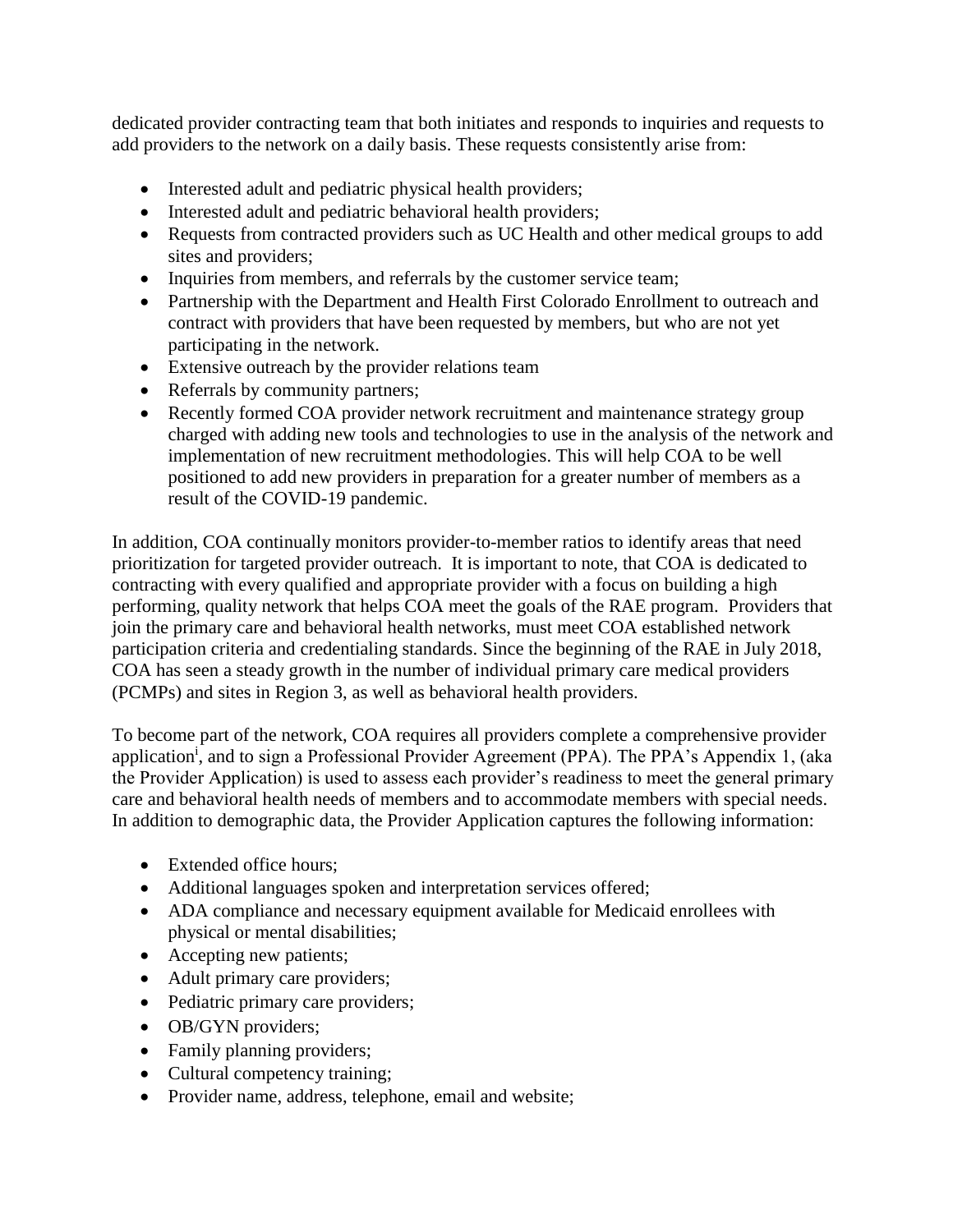dedicated provider contracting team that both initiates and responds to inquiries and requests to add providers to the network on a daily basis. These requests consistently arise from:

- Interested adult and pediatric physical health providers;
- Interested adult and pediatric behavioral health providers;
- Requests from contracted providers such as UC Health and other medical groups to add sites and providers;
- Inquiries from members, and referrals by the customer service team;
- Partnership with the Department and Health First Colorado Enrollment to outreach and contract with providers that have been requested by members, but who are not yet participating in the network.
- Extensive outreach by the provider relations team
- Referrals by community partners;
- Recently formed COA provider network recruitment and maintenance strategy group charged with adding new tools and technologies to use in the analysis of the network and implementation of new recruitment methodologies. This will help COA to be well positioned to add new providers in preparation for a greater number of members as a result of the COVID-19 pandemic.

In addition, COA continually monitors provider-to-member ratios to identify areas that need prioritization for targeted provider outreach. It is important to note, that COA is dedicated to contracting with every qualified and appropriate provider with a focus on building a high performing, quality network that helps COA meet the goals of the RAE program. Providers that join the primary care and behavioral health networks, must meet COA established network participation criteria and credentialing standards. Since the beginning of the RAE in July 2018, COA has seen a steady growth in the number of individual primary care medical providers (PCMPs) and sites in Region 3, as well as behavioral health providers.

To become part of the network, COA requires all providers complete a comprehensive provider application[i], and to sign a Professional Provider Agreement (PPA). The PPA's Appendix 1, (aka the Provider Application) is used to assess each provider's readiness to meet the general primary care and behavioral health needs of members and to accommodate members with special needs. In addition to demographic data, the Provider Application captures the following information:

- Extended office hours;
- Additional languages spoken and interpretation services offered;
- ADA compliance and necessary equipment available for Medicaid enrollees with physical or mental disabilities;
- Accepting new patients;
- Adult primary care providers;
- Pediatric primary care providers;
- OB/GYN providers;
- Family planning providers;
- Cultural competency training;
- Provider name, address, telephone, email and website;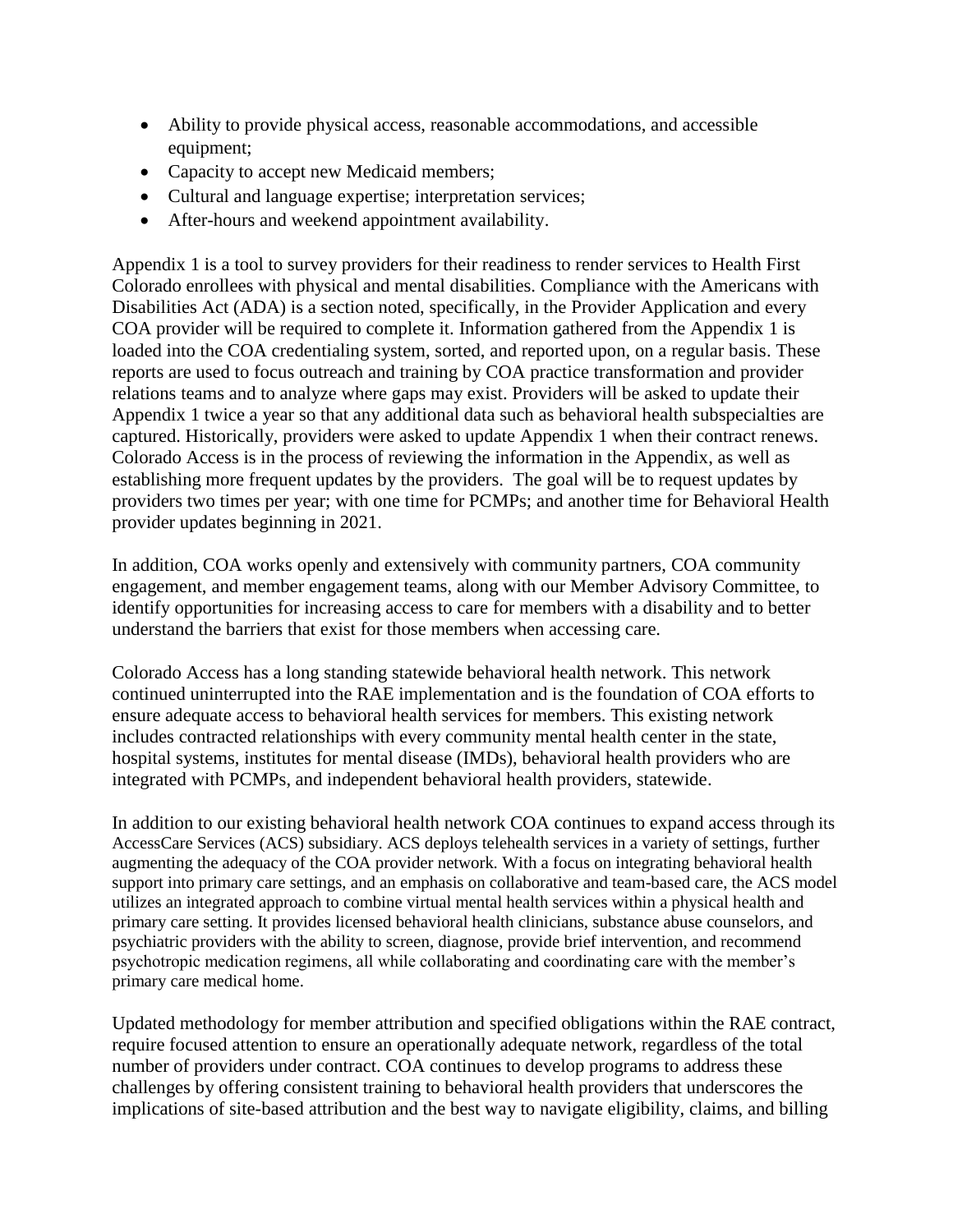- Ability to provide physical access, reasonable accommodations, and accessible equipment;
- Capacity to accept new Medicaid members;
- Cultural and language expertise; interpretation services;
- After-hours and weekend appointment availability.

Appendix 1 is a tool to survey providers for their readiness to render services to Health First Colorado enrollees with physical and mental disabilities. Compliance with the Americans with Disabilities Act (ADA) is a section noted, specifically, in the Provider Application and every COA provider will be required to complete it. Information gathered from the Appendix 1 is loaded into the COA credentialing system, sorted, and reported upon, on a regular basis. These reports are used to focus outreach and training by COA practice transformation and provider relations teams and to analyze where gaps may exist. Providers will be asked to update their Appendix 1 twice a year so that any additional data such as behavioral health subspecialties are captured. Historically, providers were asked to update Appendix 1 when their contract renews. Colorado Access is in the process of reviewing the information in the Appendix, as well as establishing more frequent updates by the providers. The goal will be to request updates by providers two times per year; with one time for PCMPs; and another time for Behavioral Health provider updates beginning in 2021.

In addition, COA works openly and extensively with community partners, COA community engagement, and member engagement teams, along with our Member Advisory Committee, to identify opportunities for increasing access to care for members with a disability and to better understand the barriers that exist for those members when accessing care.

Colorado Access has a long standing statewide behavioral health network. This network continued uninterrupted into the RAE implementation and is the foundation of COA efforts to ensure adequate access to behavioral health services for members. This existing network includes contracted relationships with every community mental health center in the state, hospital systems, institutes for mental disease (IMDs), behavioral health providers who are integrated with PCMPs, and independent behavioral health providers, statewide.

In addition to our existing behavioral health network COA continues to expand access through its AccessCare Services (ACS) subsidiary. ACS deploys telehealth services in a variety of settings, further augmenting the adequacy of the COA provider network. With a focus on integrating behavioral health support into primary care settings, and an emphasis on collaborative and team-based care, the ACS model utilizes an integrated approach to combine virtual mental health services within a physical health and primary care setting. It provides licensed behavioral health clinicians, substance abuse counselors, and psychiatric providers with the ability to screen, diagnose, provide brief intervention, and recommend psychotropic medication regimens, all while collaborating and coordinating care with the member's primary care medical home.

Updated methodology for member attribution and specified obligations within the RAE contract, require focused attention to ensure an operationally adequate network, regardless of the total number of providers under contract. COA continues to develop programs to address these challenges by offering consistent training to behavioral health providers that underscores the implications of site-based attribution and the best way to navigate eligibility, claims, and billing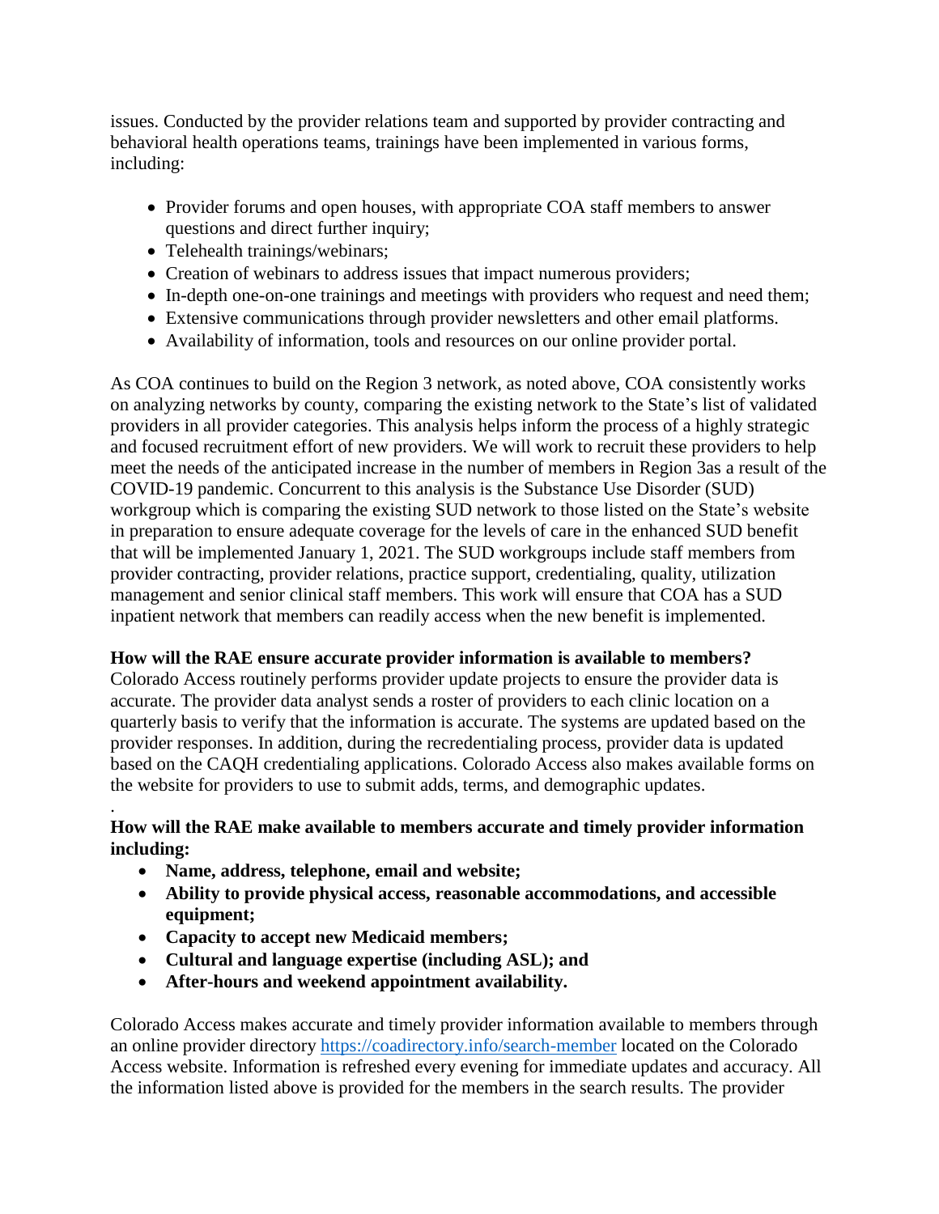issues. Conducted by the provider relations team and supported by provider contracting and behavioral health operations teams, trainings have been implemented in various forms, including:

- Provider forums and open houses, with appropriate COA staff members to answer questions and direct further inquiry;
- Telehealth trainings/webinars;
- Creation of webinars to address issues that impact numerous providers;
- In-depth one-on-one trainings and meetings with providers who request and need them;
- Extensive communications through provider newsletters and other email platforms.
- Availability of information, tools and resources on our online provider portal.

As COA continues to build on the Region 3 network, as noted above, COA consistently works on analyzing networks by county, comparing the existing network to the State's list of validated providers in all provider categories. This analysis helps inform the process of a highly strategic and focused recruitment effort of new providers. We will work to recruit these providers to help meet the needs of the anticipated increase in the number of members in Region 3as a result of the COVID-19 pandemic. Concurrent to this analysis is the Substance Use Disorder (SUD) workgroup which is comparing the existing SUD network to those listed on the State's website in preparation to ensure adequate coverage for the levels of care in the enhanced SUD benefit that will be implemented January 1, 2021. The SUD workgroups include staff members from provider contracting, provider relations, practice support, credentialing, quality, utilization management and senior clinical staff members. This work will ensure that COA has a SUD inpatient network that members can readily access when the new benefit is implemented.

**How will the RAE ensure accurate provider information is available to members?**

Colorado Access routinely performs provider update projects to ensure the provider data is accurate. The provider data analyst sends a roster of providers to each clinic location on a quarterly basis to verify that the information is accurate. The systems are updated based on the provider responses. In addition, during the recredentialing process, provider data is updated based on the CAQH credentialing applications. Colorado Access also makes available forms on the website for providers to use to submit adds, terms, and demographic updates.

.

**How will the RAE make available to members accurate and timely provider information including:**

- **Name, address, telephone, email and website;**
- **Ability to provide physical access, reasonable accommodations, and accessible equipment;**
- **Capacity to accept new Medicaid members;**
- **Cultural and language expertise (including ASL); and**
- **After-hours and weekend appointment availability.**

Colorado Access makes accurate and timely provider information available to members through an online provider directory https://coadirectory.info/search-member located on the Colorado Access website. Information is refreshed every evening for immediate updates and accuracy. All the information listed above is provided for the members in the search results. The provider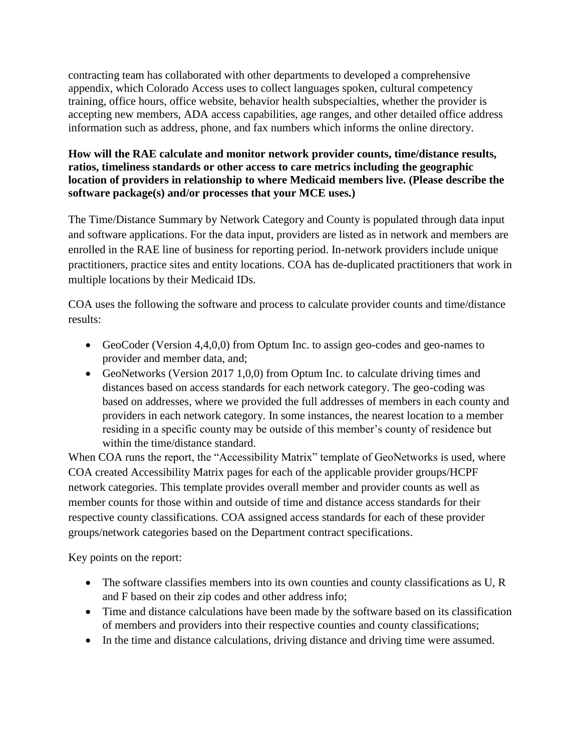contracting team has collaborated with other departments to developed a comprehensive appendix, which Colorado Access uses to collect languages spoken, cultural competency training, office hours, office website, behavior health subspecialties, whether the provider is accepting new members, ADA access capabilities, age ranges, and other detailed office address information such as address, phone, and fax numbers which informs the online directory.

**How will the RAE calculate and monitor network provider counts, time/distance results, ratios, timeliness standards or other access to care metrics including the geographic location of providers in relationship to where Medicaid members live. (Please describe the software package(s) and/or processes that your MCE uses.)**

The Time/Distance Summary by Network Category and County is populated through data input and software applications. For the data input, providers are listed as in network and members are enrolled in the RAE line of business for reporting period. In-network providers include unique practitioners, practice sites and entity locations. COA has de-duplicated practitioners that work in multiple locations by their Medicaid IDs.

COA uses the following the software and process to calculate provider counts and time/distance results:

- GeoCoder (Version 4,4,0,0) from Optum Inc. to assign geo-codes and geo-names to provider and member data, and;
- GeoNetworks (Version 2017 1,0,0) from Optum Inc. to calculate driving times and distances based on access standards for each network category. The geo-coding was based on addresses, where we provided the full addresses of members in each county and providers in each network category. In some instances, the nearest location to a member residing in a specific county may be outside of this member's county of residence but within the time/distance standard.

When COA runs the report, the "Accessibility Matrix" template of GeoNetworks is used, where COA created Accessibility Matrix pages for each of the applicable provider groups/HCPF network categories. This template provides overall member and provider counts as well as member counts for those within and outside of time and distance access standards for their respective county classifications. COA assigned access standards for each of these provider groups/network categories based on the Department contract specifications.

Key points on the report:

- The software classifies members into its own counties and county classifications as U, R and F based on their zip codes and other address info;
- Time and distance calculations have been made by the software based on its classification of members and providers into their respective counties and county classifications;
- In the time and distance calculations, driving distance and driving time were assumed.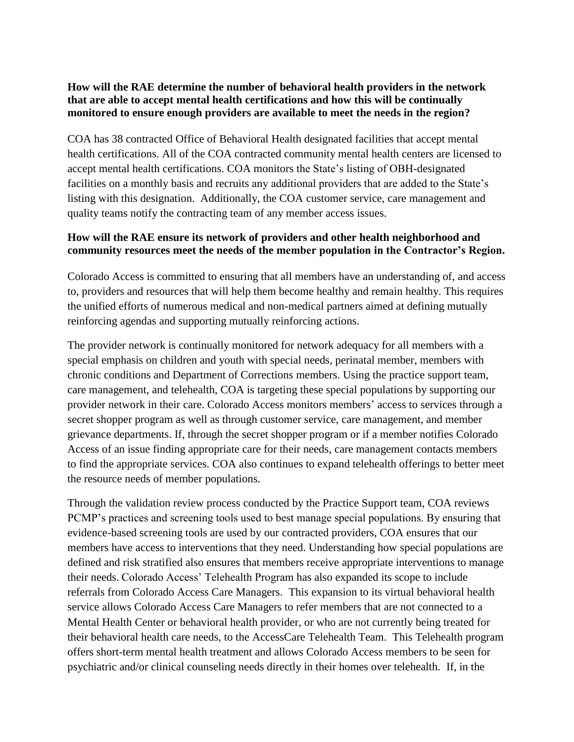**How will the RAE determine the number of behavioral health providers in the network that are able to accept mental health certifications and how this will be continually monitored to ensure enough providers are available to meet the needs in the region?**

COA has 38 contracted Office of Behavioral Health designated facilities that accept mental health certifications. All of the COA contracted community mental health centers are licensed to accept mental health certifications. COA monitors the State's listing of OBH-designated facilities on a monthly basis and recruits any additional providers that are added to the State's listing with this designation. Additionally, the COA customer service, care management and quality teams notify the contracting team of any member access issues.

**How will the RAE ensure its network of providers and other health neighborhood and community resources meet the needs of the member population in the Contractor's Region.**

Colorado Access is committed to ensuring that all members have an understanding of, and access to, providers and resources that will help them become healthy and remain healthy. This requires the unified efforts of numerous medical and non-medical partners aimed at defining mutually reinforcing agendas and supporting mutually reinforcing actions.

The provider network is continually monitored for network adequacy for all members with a special emphasis on children and youth with special needs, perinatal member, members with chronic conditions and Department of Corrections members. Using the practice support team, care management, and telehealth, COA is targeting these special populations by supporting our provider network in their care. Colorado Access monitors members' access to services through a secret shopper program as well as through customer service, care management, and member grievance departments. If, through the secret shopper program or if a member notifies Colorado Access of an issue finding appropriate care for their needs, care management contacts members to find the appropriate services. COA also continues to expand telehealth offerings to better meet the resource needs of member populations.

Through the validation review process conducted by the Practice Support team, COA reviews PCMP's practices and screening tools used to best manage special populations. By ensuring that evidence-based screening tools are used by our contracted providers, COA ensures that our members have access to interventions that they need. Understanding how special populations are defined and risk stratified also ensures that members receive appropriate interventions to manage their needs. Colorado Access' Telehealth Program has also expanded its scope to include referrals from Colorado Access Care Managers. This expansion to its virtual behavioral health service allows Colorado Access Care Managers to refer members that are not connected to a Mental Health Center or behavioral health provider, or who are not currently being treated for their behavioral health care needs, to the AccessCare Telehealth Team. This Telehealth program offers short-term mental health treatment and allows Colorado Access members to be seen for psychiatric and/or clinical counseling needs directly in their homes over telehealth. If, in the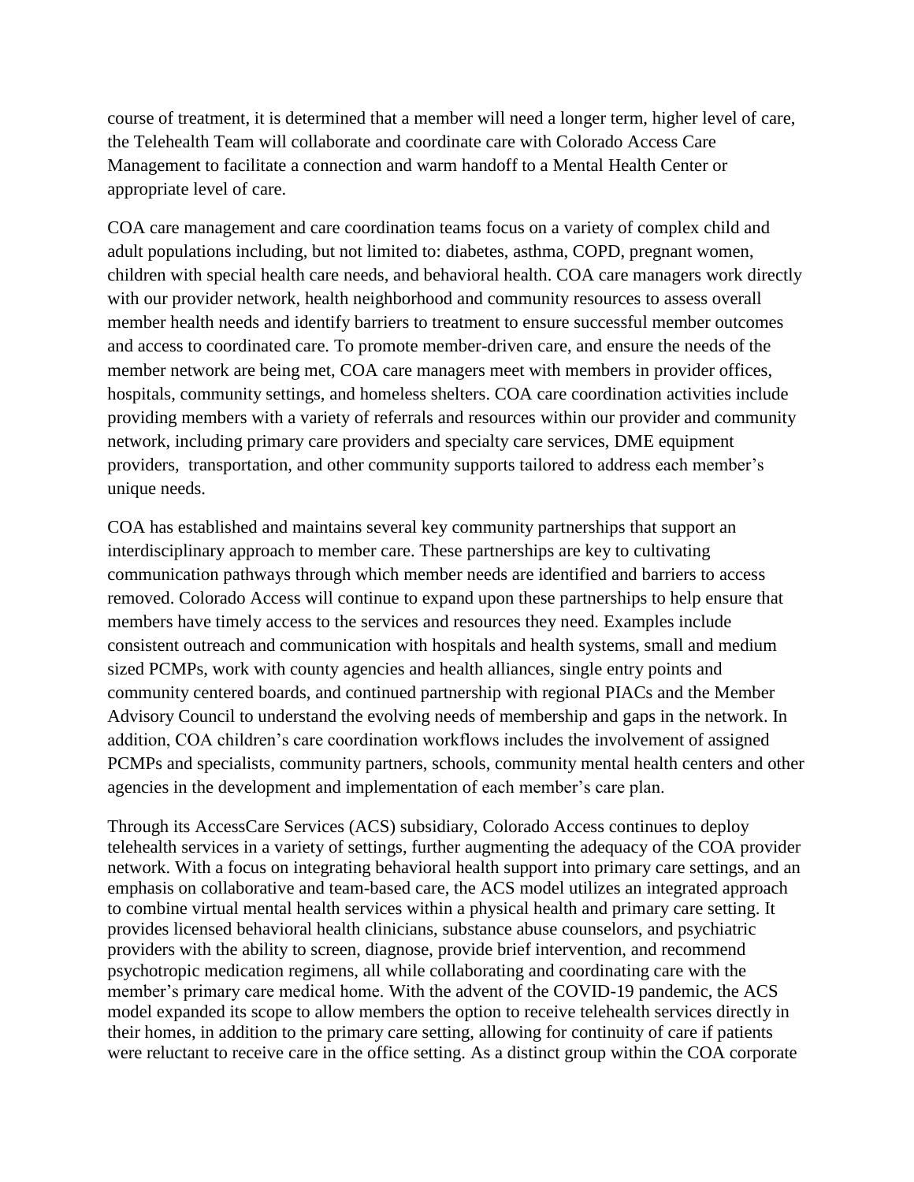course of treatment, it is determined that a member will need a longer term, higher level of care, the Telehealth Team will collaborate and coordinate care with Colorado Access Care Management to facilitate a connection and warm handoff to a Mental Health Center or appropriate level of care.

COA care management and care coordination teams focus on a variety of complex child and adult populations including, but not limited to: diabetes, asthma, COPD, pregnant women, children with special health care needs, and behavioral health. COA care managers work directly with our provider network, health neighborhood and community resources to assess overall member health needs and identify barriers to treatment to ensure successful member outcomes and access to coordinated care. To promote member-driven care, and ensure the needs of the member network are being met, COA care managers meet with members in provider offices, hospitals, community settings, and homeless shelters. COA care coordination activities include providing members with a variety of referrals and resources within our provider and community network, including primary care providers and specialty care services, DME equipment providers, transportation, and other community supports tailored to address each member's unique needs.

COA has established and maintains several key community partnerships that support an interdisciplinary approach to member care. These partnerships are key to cultivating communication pathways through which member needs are identified and barriers to access removed. Colorado Access will continue to expand upon these partnerships to help ensure that members have timely access to the services and resources they need. Examples include consistent outreach and communication with hospitals and health systems, small and medium sized PCMPs, work with county agencies and health alliances, single entry points and community centered boards, and continued partnership with regional PIACs and the Member Advisory Council to understand the evolving needs of membership and gaps in the network. In addition, COA children's care coordination workflows includes the involvement of assigned PCMPs and specialists, community partners, schools, community mental health centers and other agencies in the development and implementation of each member's care plan.

Through its AccessCare Services (ACS) subsidiary, Colorado Access continues to deploy telehealth services in a variety of settings, further augmenting the adequacy of the COA provider network. With a focus on integrating behavioral health support into primary care settings, and an emphasis on collaborative and team-based care, the ACS model utilizes an integrated approach to combine virtual mental health services within a physical health and primary care setting. It provides licensed behavioral health clinicians, substance abuse counselors, and psychiatric providers with the ability to screen, diagnose, provide brief intervention, and recommend psychotropic medication regimens, all while collaborating and coordinating care with the member's primary care medical home. With the advent of the COVID-19 pandemic, the ACS model expanded its scope to allow members the option to receive telehealth services directly in their homes, in addition to the primary care setting, allowing for continuity of care if patients were reluctant to receive care in the office setting. As a distinct group within the COA corporate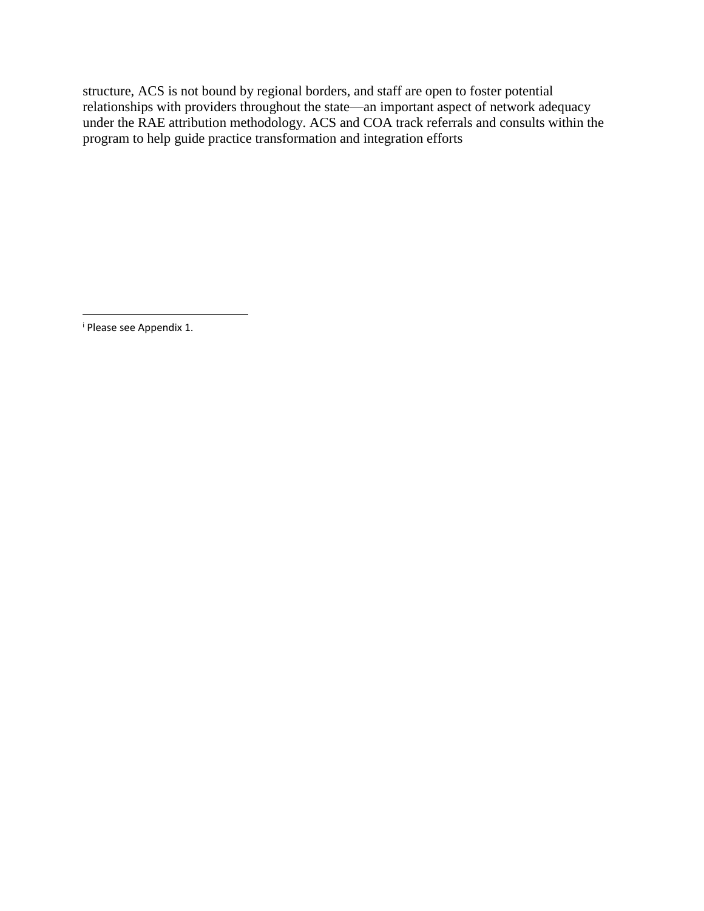structure, ACS is not bound by regional borders, and staff are open to foster potential relationships with providers throughout the state—an important aspect of network adequacy under the RAE attribution methodology. ACS and COA track referrals and consults within the program to help guide practice transformation and integration efforts

[i] Please see Appendix 1.